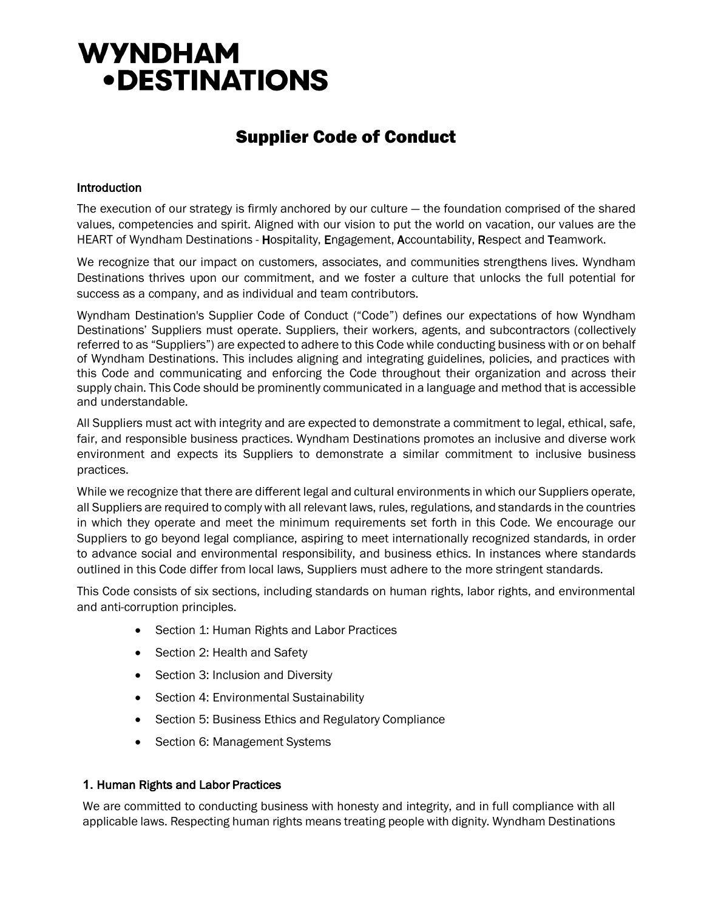# WYNDHAM •DESTINATIONS

## Supplier Code of Conduct

### Introduction

The execution of our strategy is firmly anchored by our culture — the foundation comprised of the shared values, competencies and spirit. Aligned with our vision to put the world on vacation, our values are the HEART of Wyndham Destinations - **H**ospitality, **E**ngagement, **A**ccountability, **R**espect and **T**eamwork.

We recognize that our impact on customers, associates, and communities strengthens lives. Wyndham Destinations thrives upon our commitment, and we foster a culture that unlocks the full potential for success as a company, and as individual and team contributors.

Wyndham Destination's Supplier Code of Conduct ("Code") defines our expectations of how Wyndham Destinations' Suppliers must operate. Suppliers, their workers, agents, and subcontractors (collectively referred to as "Suppliers") are expected to adhere to this Code while conducting business with or on behalf of Wyndham Destinations. This includes aligning and integrating guidelines, policies, and practices with this Code and communicating and enforcing the Code throughout their organization and across their supply chain. This Code should be prominently communicated in a language and method that is accessible and understandable.

All Suppliers must act with integrity and are expected to demonstrate a commitment to legal, ethical, safe, fair, and responsible business practices. Wyndham Destinations promotes an inclusive and diverse work environment and expects its Suppliers to demonstrate a similar commitment to inclusive business practices.

While we recognize that there are different legal and cultural environments in which our Suppliers operate, all Suppliers are required to comply with all relevant laws, rules, regulations, and standards in the countries in which they operate and meet the minimum requirements set forth in this Code. We encourage our Suppliers to go beyond legal compliance, aspiring to meet internationally recognized standards, in order to advance social and environmental responsibility, and business ethics. In instances where standards outlined in this Code differ from local laws, Suppliers must adhere to the more stringent standards.

This Code consists of six sections, including standards on human rights, labor rights, and environmental and anti-corruption principles.

- Section 1: Human Rights and Labor Practices
- Section 2: Health and Safety
- Section 3: Inclusion and Diversity
- Section 4: Environmental Sustainability
- Section 5: Business Ethics and Regulatory Compliance
- Section 6: Management Systems

### 1. Human Rights and Labor Practices

We are committed to conducting business with honesty and integrity, and in full compliance with all applicable laws. Respecting human rights means treating people with dignity. Wyndham Destinations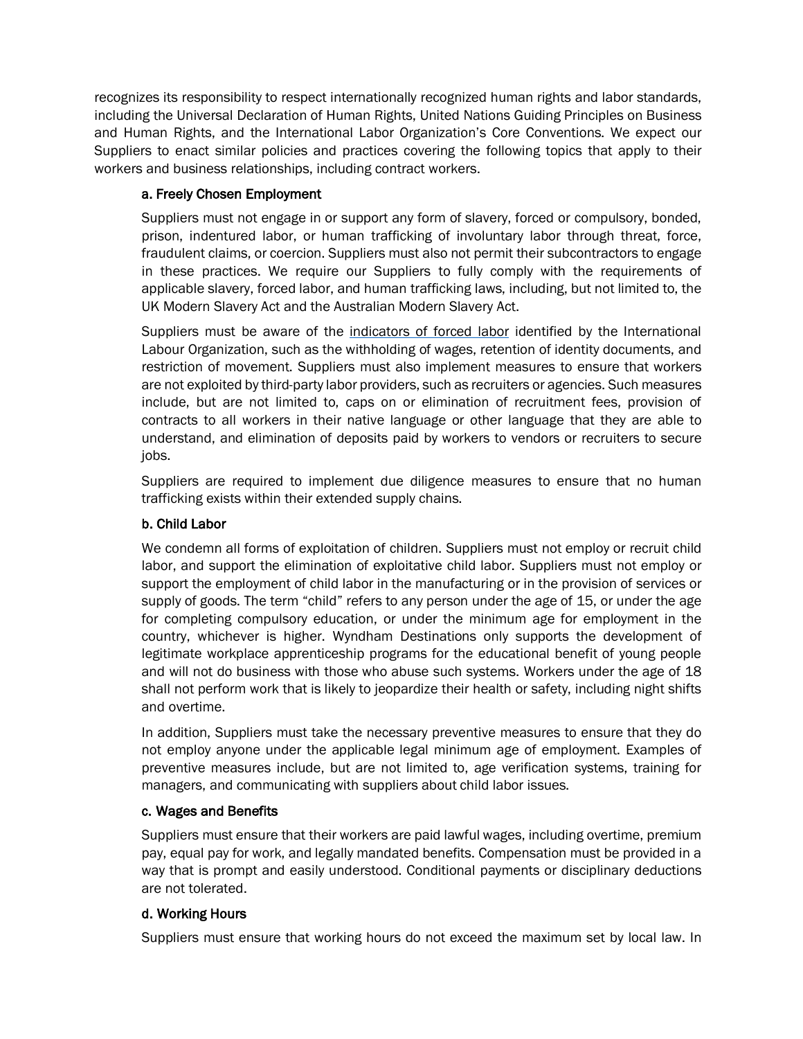recognizes its responsibility to respect internationally recognized human rights and labor standards, including the Universal Declaration of Human Rights, United Nations Guiding Principles on Business and Human Rights, and the International Labor Organization's Core Conventions. We expect our Suppliers to enact similar policies and practices covering the following topics that apply to their workers and business relationships, including contract workers.

### a. Freely Chosen Employment

Suppliers must not engage in or support any form of slavery, forced or compulsory, bonded, prison, indentured labor, or human trafficking of involuntary labor through threat, force, fraudulent claims, or coercion. Suppliers must also not permit their subcontractors to engage in these practices. We require our Suppliers to fully comply with the requirements of applicable slavery, forced labor, and human trafficking laws, including, but not limited to, the UK Modern Slavery Act and the Australian Modern Slavery Act.

Suppliers must be aware of the indicators of forced labor identified by the International Labour Organization, such as the withholding of wages, retention of identity documents, and restriction of movement. Suppliers must also implement measures to ensure that workers are not exploited by third-party labor providers, such as recruiters or agencies. Such measures include, but are not limited to, caps on or elimination of recruitment fees, provision of contracts to all workers in their native language or other language that they are able to understand, and elimination of deposits paid by workers to vendors or recruiters to secure jobs.

Suppliers are required to implement due diligence measures to ensure that no human trafficking exists within their extended supply chains.

### b. Child Labor

We condemn all forms of exploitation of children. Suppliers must not employ or recruit child labor, and support the elimination of exploitative child labor. Suppliers must not employ or support the employment of child labor in the manufacturing or in the provision of services or supply of goods. The term "child" refers to any person under the age of 15, or under the age for completing compulsory education, or under the minimum age for employment in the country, whichever is higher. Wyndham Destinations only supports the development of legitimate workplace apprenticeship programs for the educational benefit of young people and will not do business with those who abuse such systems. Workers under the age of 18 shall not perform work that is likely to jeopardize their health or safety, including night shifts and overtime.

In addition, Suppliers must take the necessary preventive measures to ensure that they do not employ anyone under the applicable legal minimum age of employment. Examples of preventive measures include, but are not limited to, age verification systems, training for managers, and communicating with suppliers about child labor issues.

### c. Wages and Benefits

Suppliers must ensure that their workers are paid lawful wages, including overtime, premium pay, equal pay for work, and legally mandated benefits. Compensation must be provided in a way that is prompt and easily understood. Conditional payments or disciplinary deductions are not tolerated.

### d. Working Hours

Suppliers must ensure that working hours do not exceed the maximum set by local law. In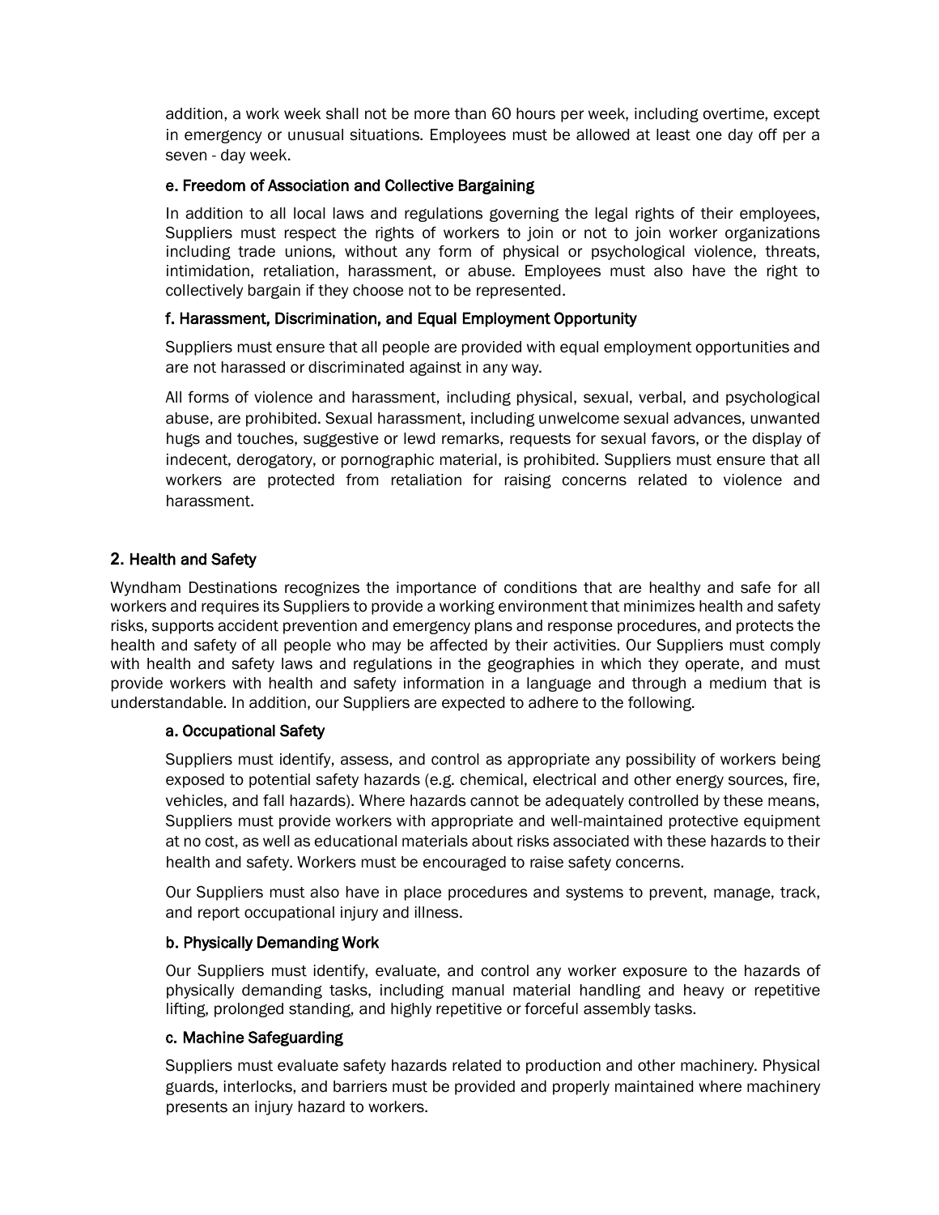addition, a work week shall not be more than 60 hours per week, including overtime, except in emergency or unusual situations. Employees must be allowed at least one day off per a seven - day week.

### e. Freedom of Association and Collective Bargaining

In addition to all local laws and regulations governing the legal rights of their employees, Suppliers must respect the rights of workers to join or not to join worker organizations including trade unions, without any form of physical or psychological violence, threats, intimidation, retaliation, harassment, or abuse. Employees must also have the right to collectively bargain if they choose not to be represented.

### f. Harassment, Discrimination, and Equal Employment Opportunity

Suppliers must ensure that all people are provided with equal employment opportunities and are not harassed or discriminated against in any way.

All forms of violence and harassment, including physical, sexual, verbal, and psychological abuse, are prohibited. Sexual harassment, including unwelcome sexual advances, unwanted hugs and touches, suggestive or lewd remarks, requests for sexual favors, or the display of indecent, derogatory, or pornographic material, is prohibited. Suppliers must ensure that all workers are protected from retaliation for raising concerns related to violence and harassment.

## 2. Health and Safety

Wyndham Destinations recognizes the importance of conditions that are healthy and safe for all workers and requires its Suppliers to provide a working environment that minimizes health and safety risks, supports accident prevention and emergency plans and response procedures, and protects the health and safety of all people who may be affected by their activities. Our Suppliers must comply with health and safety laws and regulations in the geographies in which they operate, and must provide workers with health and safety information in a language and through a medium that is understandable. In addition, our Suppliers are expected to adhere to the following.

### a. Occupational Safety

Suppliers must identify, assess, and control as appropriate any possibility of workers being exposed to potential safety hazards (e.g. chemical, electrical and other energy sources, fire, vehicles, and fall hazards). Where hazards cannot be adequately controlled by these means, Suppliers must provide workers with appropriate and well-maintained protective equipment at no cost, as well as educational materials about risks associated with these hazards to their health and safety. Workers must be encouraged to raise safety concerns.

Our Suppliers must also have in place procedures and systems to prevent, manage, track, and report occupational injury and illness.

### b. Physically Demanding Work

Our Suppliers must identify, evaluate, and control any worker exposure to the hazards of physically demanding tasks, including manual material handling and heavy or repetitive lifting, prolonged standing, and highly repetitive or forceful assembly tasks.

### c. Machine Safeguarding

Suppliers must evaluate safety hazards related to production and other machinery. Physical guards, interlocks, and barriers must be provided and properly maintained where machinery presents an injury hazard to workers.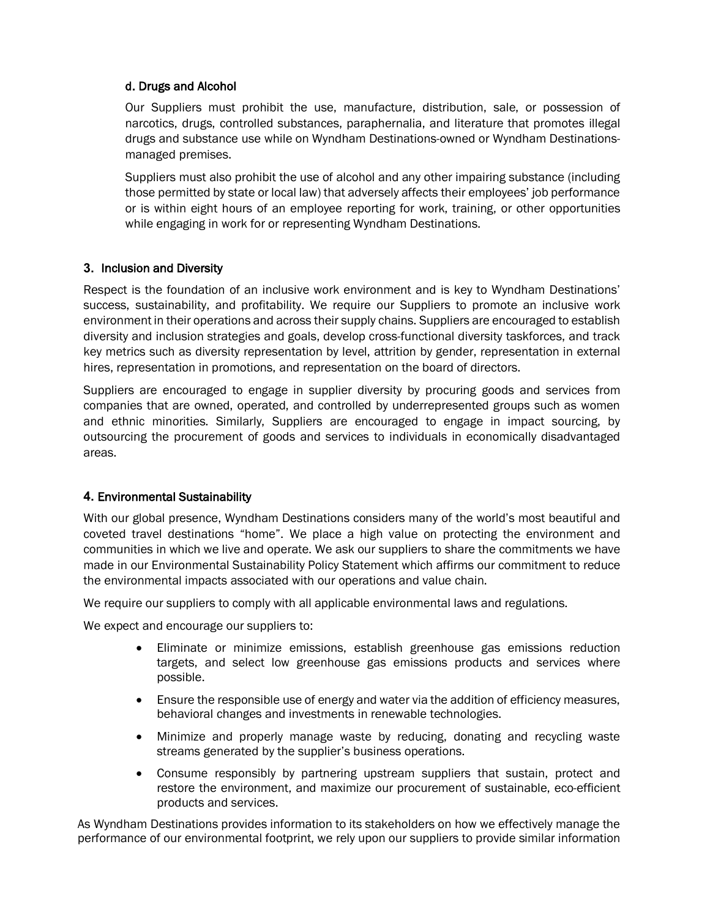### d. Drugs and Alcohol

Our Suppliers must prohibit the use, manufacture, distribution, sale, or possession of narcotics, drugs, controlled substances, paraphernalia, and literature that promotes illegal drugs and substance use while on Wyndham Destinations-owned or Wyndham Destinations-managed premises.

Suppliers must also prohibit the use of alcohol and any other impairing substance (including those permitted by state or local law) that adversely affects their employees' job performance or is within eight hours of an employee reporting for work, training, or other opportunities while engaging in work for or representing Wyndham Destinations.

## 3. Inclusion and Diversity

Respect is the foundation of an inclusive work environment and is key to Wyndham Destinations' success, sustainability, and profitability. We require our Suppliers to promote an inclusive work environment in their operations and across their supply chains. Suppliers are encouraged to establish diversity and inclusion strategies and goals, develop cross-functional diversity taskforces, and track key metrics such as diversity representation by level, attrition by gender, representation in external hires, representation in promotions, and representation on the board of directors.

Suppliers are encouraged to engage in supplier diversity by procuring goods and services from companies that are owned, operated, and controlled by underrepresented groups such as women and ethnic minorities. Similarly, Suppliers are encouraged to engage in impact sourcing, by outsourcing the procurement of goods and services to individuals in economically disadvantaged areas.

## 4. Environmental Sustainability

With our global presence, Wyndham Destinations considers many of the world's most beautiful and coveted travel destinations "home". We place a high value on protecting the environment and communities in which we live and operate. We ask our suppliers to share the commitments we have made in our Environmental Sustainability Policy Statement which affirms our commitment to reduce the environmental impacts associated with our operations and value chain.

We require our suppliers to comply with all applicable environmental laws and regulations.

We expect and encourage our suppliers to:

- Eliminate or minimize emissions, establish greenhouse gas emissions reduction targets, and select low greenhouse gas emissions products and services where possible.
- Ensure the responsible use of energy and water via the addition of efficiency measures, behavioral changes and investments in renewable technologies.
- Minimize and properly manage waste by reducing, donating and recycling waste streams generated by the supplier's business operations.
- Consume responsibly by partnering upstream suppliers that sustain, protect and restore the environment, and maximize our procurement of sustainable, eco-efficient products and services.

As Wyndham Destinations provides information to its stakeholders on how we effectively manage the performance of our environmental footprint, we rely upon our suppliers to provide similar information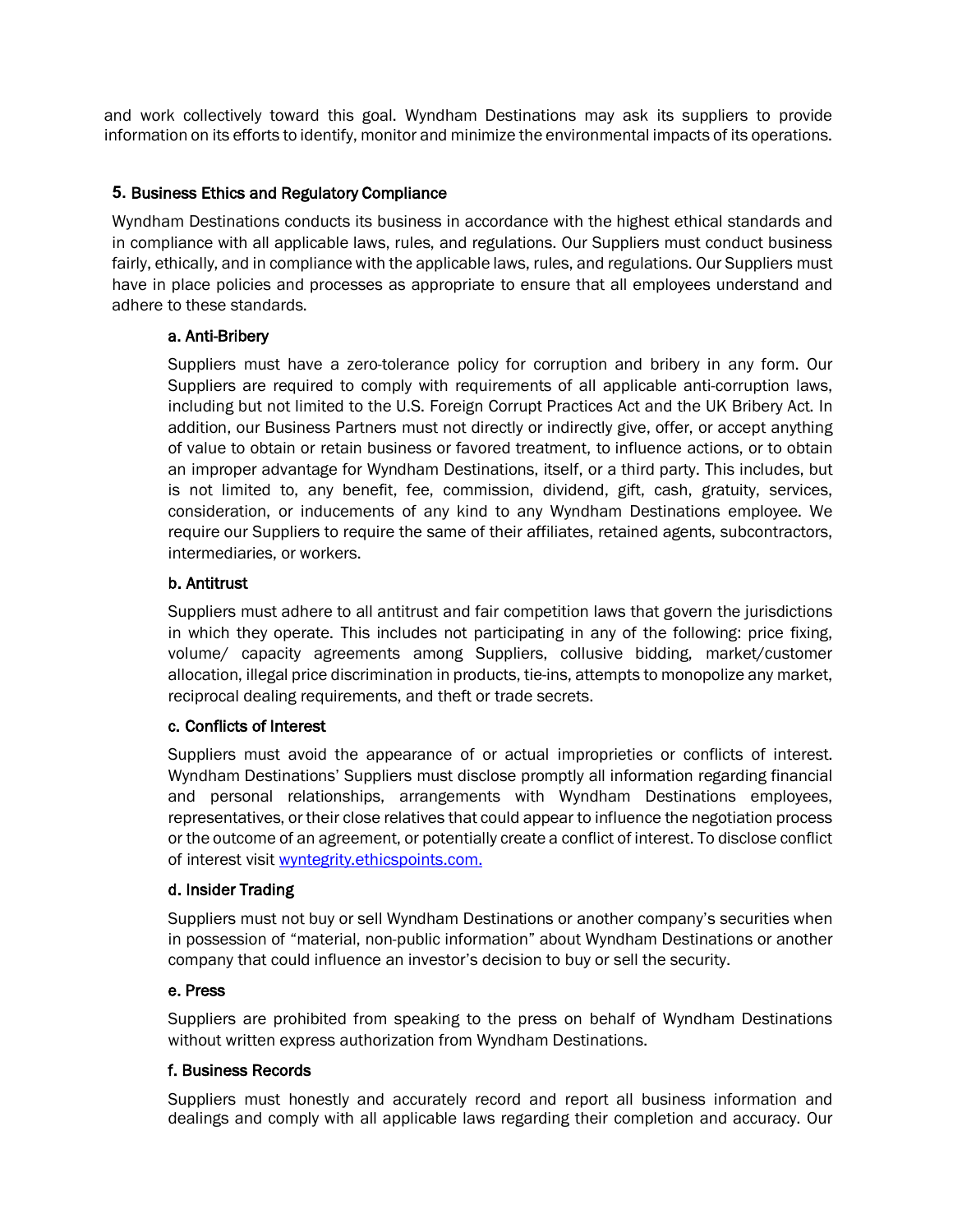and work collectively toward this goal. Wyndham Destinations may ask its suppliers to provide information on its efforts to identify, monitor and minimize the environmental impacts of its operations.

## 5. Business Ethics and Regulatory Compliance

Wyndham Destinations conducts its business in accordance with the highest ethical standards and in compliance with all applicable laws, rules, and regulations. Our Suppliers must conduct business fairly, ethically, and in compliance with the applicable laws, rules, and regulations. Our Suppliers must have in place policies and processes as appropriate to ensure that all employees understand and adhere to these standards.

### a. Anti-Bribery

Suppliers must have a zero-tolerance policy for corruption and bribery in any form. Our Suppliers are required to comply with requirements of all applicable anti-corruption laws, including but not limited to the U.S. Foreign Corrupt Practices Act and the UK Bribery Act. In addition, our Business Partners must not directly or indirectly give, offer, or accept anything of value to obtain or retain business or favored treatment, to influence actions, or to obtain an improper advantage for Wyndham Destinations, itself, or a third party. This includes, but is not limited to, any benefit, fee, commission, dividend, gift, cash, gratuity, services, consideration, or inducements of any kind to any Wyndham Destinations employee. We require our Suppliers to require the same of their affiliates, retained agents, subcontractors, intermediaries, or workers.

### b. Antitrust

Suppliers must adhere to all antitrust and fair competition laws that govern the jurisdictions in which they operate. This includes not participating in any of the following: price fixing, volume/ capacity agreements among Suppliers, collusive bidding, market/customer allocation, illegal price discrimination in products, tie-ins, attempts to monopolize any market, reciprocal dealing requirements, and theft or trade secrets.

### c. Conflicts of Interest

Suppliers must avoid the appearance of or actual improprieties or conflicts of interest. Wyndham Destinations' Suppliers must disclose promptly all information regarding financial and personal relationships, arrangements with Wyndham Destinations employees, representatives, or their close relatives that could appear to influence the negotiation process or the outcome of an agreement, or potentially create a conflict of interest. To disclose conflict of interest visit wyntegrity.ethicspoints.com.

### d. Insider Trading

Suppliers must not buy or sell Wyndham Destinations or another company's securities when in possession of "material, non-public information" about Wyndham Destinations or another company that could influence an investor's decision to buy or sell the security.

### e. Press

Suppliers are prohibited from speaking to the press on behalf of Wyndham Destinations without written express authorization from Wyndham Destinations.

### f. Business Records

Suppliers must honestly and accurately record and report all business information and dealings and comply with all applicable laws regarding their completion and accuracy. Our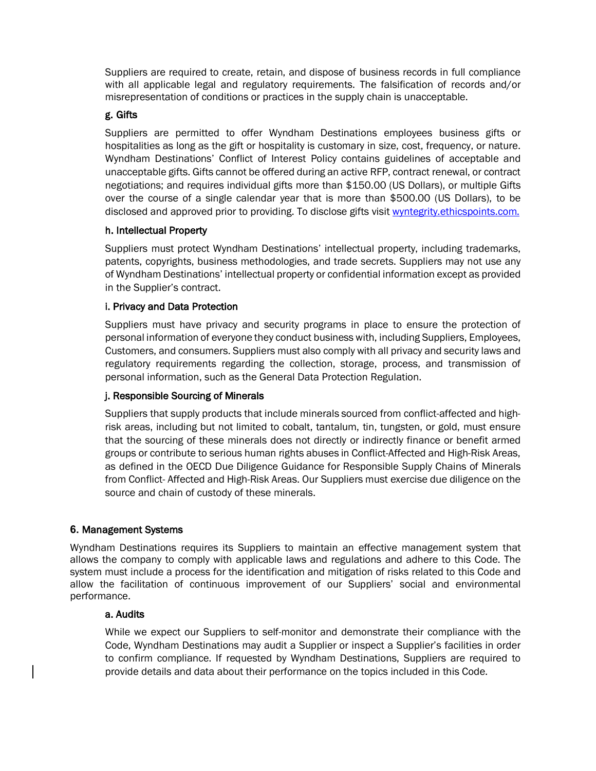Suppliers are required to create, retain, and dispose of business records in full compliance with all applicable legal and regulatory requirements. The falsification of records and/or misrepresentation of conditions or practices in the supply chain is unacceptable.

### g. Gifts

Suppliers are permitted to offer Wyndham Destinations employees business gifts or hospitalities as long as the gift or hospitality is customary in size, cost, frequency, or nature. Wyndham Destinations' Conflict of Interest Policy contains guidelines of acceptable and unacceptable gifts. Gifts cannot be offered during an active RFP, contract renewal, or contract negotiations; and requires individual gifts more than $150.00 (US Dollars), or multiple Gifts over the course of a single calendar year that is more than $500.00 (US Dollars), to be disclosed and approved prior to providing. To disclose gifts visit [wyntegrity.ethicspoints.com.](wyntegrity.ethicspoints.com)

### h. Intellectual Property

Suppliers must protect Wyndham Destinations' intellectual property, including trademarks, patents, copyrights, business methodologies, and trade secrets. Suppliers may not use any of Wyndham Destinations' intellectual property or confidential information except as provided in the Supplier's contract.

### i. Privacy and Data Protection

Suppliers must have privacy and security programs in place to ensure the protection of personal information of everyone they conduct business with, including Suppliers, Employees, Customers, and consumers. Suppliers must also comply with all privacy and security laws and regulatory requirements regarding the collection, storage, process, and transmission of personal information, such as the General Data Protection Regulation.

### j. Responsible Sourcing of Minerals

Suppliers that supply products that include minerals sourced from conflict-affected and high-risk areas, including but not limited to cobalt, tantalum, tin, tungsten, or gold, must ensure that the sourcing of these minerals does not directly or indirectly finance or benefit armed groups or contribute to serious human rights abuses in Conflict-Affected and High-Risk Areas, as defined in the OECD Due Diligence Guidance for Responsible Supply Chains of Minerals from Conflict- Affected and High-Risk Areas. Our Suppliers must exercise due diligence on the source and chain of custody of these minerals.

## 6. Management Systems

Wyndham Destinations requires its Suppliers to maintain an effective management system that allows the company to comply with applicable laws and regulations and adhere to this Code. The system must include a process for the identification and mitigation of risks related to this Code and allow the facilitation of continuous improvement of our Suppliers' social and environmental performance.

### a. Audits

While we expect our Suppliers to self-monitor and demonstrate their compliance with the Code, Wyndham Destinations may audit a Supplier or inspect a Supplier's facilities in order to confirm compliance. If requested by Wyndham Destinations, Suppliers are required to provide details and data about their performance on the topics included in this Code.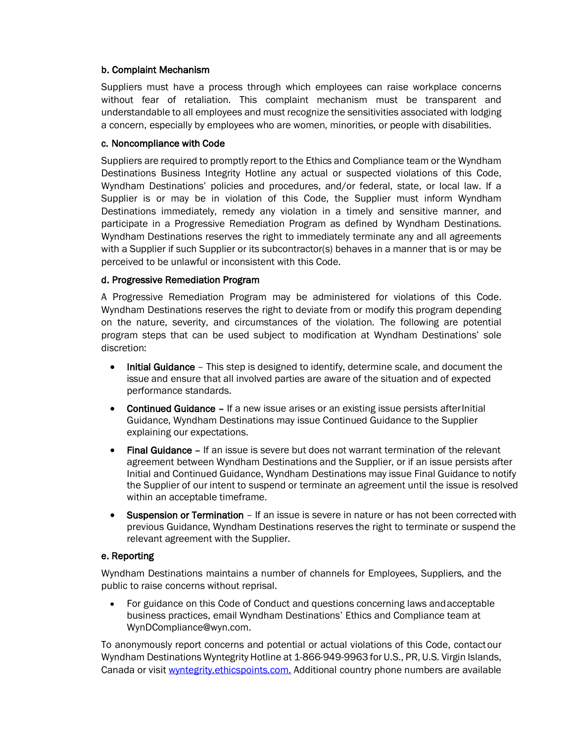### b. Complaint Mechanism

Suppliers must have a process through which employees can raise workplace concerns without fear of retaliation. This complaint mechanism must be transparent and understandable to all employees and must recognize the sensitivities associated with lodging a concern, especially by employees who are women, minorities, or people with disabilities.

### c. Noncompliance with Code

Suppliers are required to promptly report to the Ethics and Compliance team or the Wyndham Destinations Business Integrity Hotline any actual or suspected violations of this Code, Wyndham Destinations' policies and procedures, and/or federal, state, or local law. If a Supplier is or may be in violation of this Code, the Supplier must inform Wyndham Destinations immediately, remedy any violation in a timely and sensitive manner, and participate in a Progressive Remediation Program as defined by Wyndham Destinations. Wyndham Destinations reserves the right to immediately terminate any and all agreements with a Supplier if such Supplier or its subcontractor(s) behaves in a manner that is or may be perceived to be unlawful or inconsistent with this Code.

### d. Progressive Remediation Program

A Progressive Remediation Program may be administered for violations of this Code. Wyndham Destinations reserves the right to deviate from or modify this program depending on the nature, severity, and circumstances of the violation. The following are potential program steps that can be used subject to modification at Wyndham Destinations' sole discretion:

- **Initial Guidance** – This step is designed to identify, determine scale, and document the issue and ensure that all involved parties are aware of the situation and of expected performance standards.
- **Continued Guidance** – If a new issue arises or an existing issue persists after Initial Guidance, Wyndham Destinations may issue Continued Guidance to the Supplier explaining our expectations.
- **Final Guidance** – If an issue is severe but does not warrant termination of the relevant agreement between Wyndham Destinations and the Supplier, or if an issue persists after Initial and Continued Guidance, Wyndham Destinations may issue Final Guidance to notify the Supplier of our intent to suspend or terminate an agreement until the issue is resolved within an acceptable timeframe.
- **Suspension or Termination** – If an issue is severe in nature or has not been corrected with previous Guidance, Wyndham Destinations reserves the right to terminate or suspend the relevant agreement with the Supplier.

### e. Reporting

Wyndham Destinations maintains a number of channels for Employees, Suppliers, and the public to raise concerns without reprisal.

- For guidance on this Code of Conduct and questions concerning laws and acceptable business practices, email Wyndham Destinations' Ethics and Compliance team at WynDCompliance@wyn.com.

To anonymously report concerns and potential or actual violations of this Code, contact our Wyndham Destinations Wyntegrity Hotline at 1-866-949-9963 for U.S., PR, U.S. Virgin Islands, Canada or visit [wyntegrity.ethicspoints.com.](wyntegrity.ethicspoints.com) Additional country phone numbers are available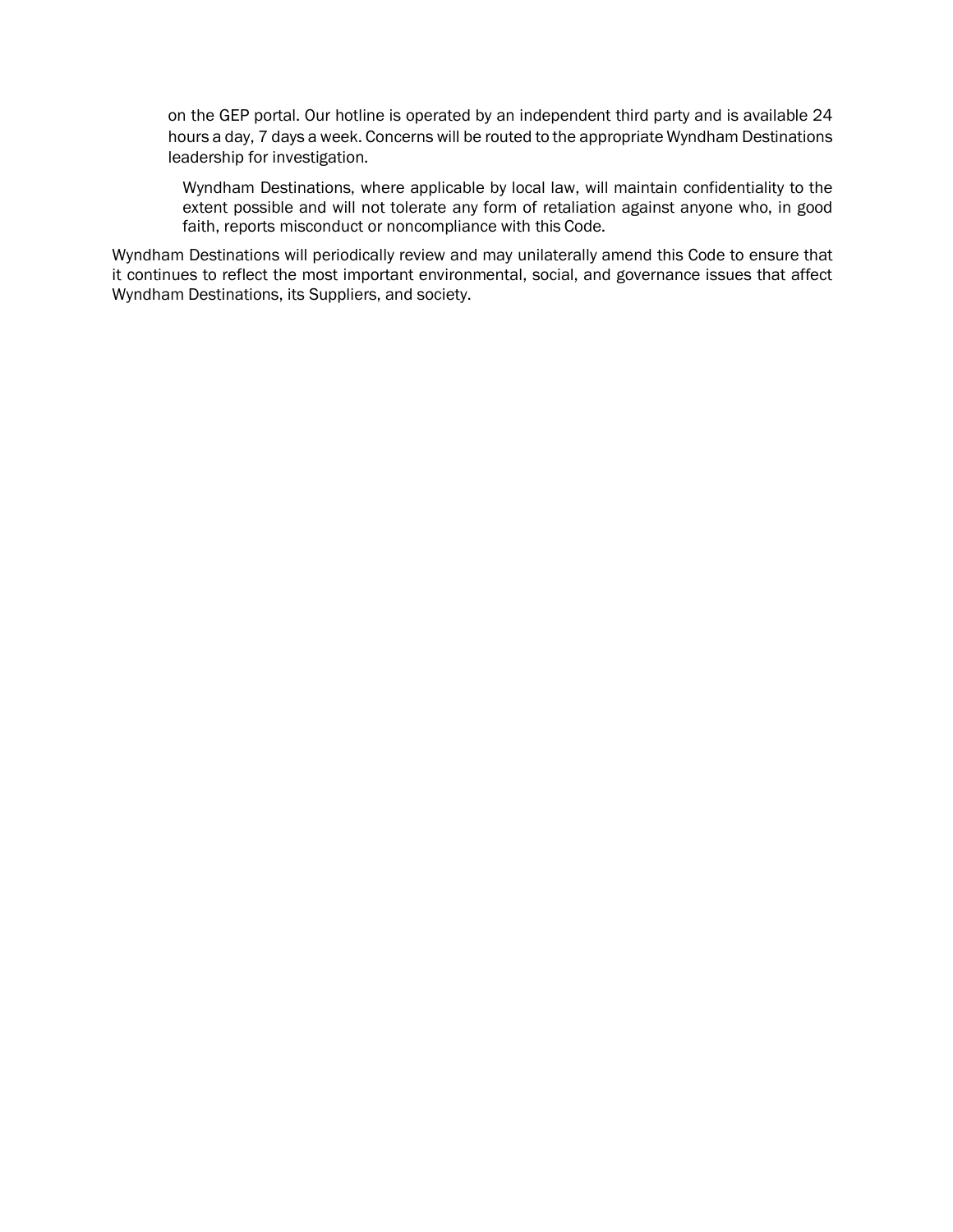on the GEP portal. Our hotline is operated by an independent third party and is available 24 hours a day, 7 days a week. Concerns will be routed to the appropriate Wyndham Destinations leadership for investigation.

Wyndham Destinations, where applicable by local law, will maintain confidentiality to the extent possible and will not tolerate any form of retaliation against anyone who, in good faith, reports misconduct or noncompliance with this Code.

Wyndham Destinations will periodically review and may unilaterally amend this Code to ensure that it continues to reflect the most important environmental, social, and governance issues that affect Wyndham Destinations, its Suppliers, and society.